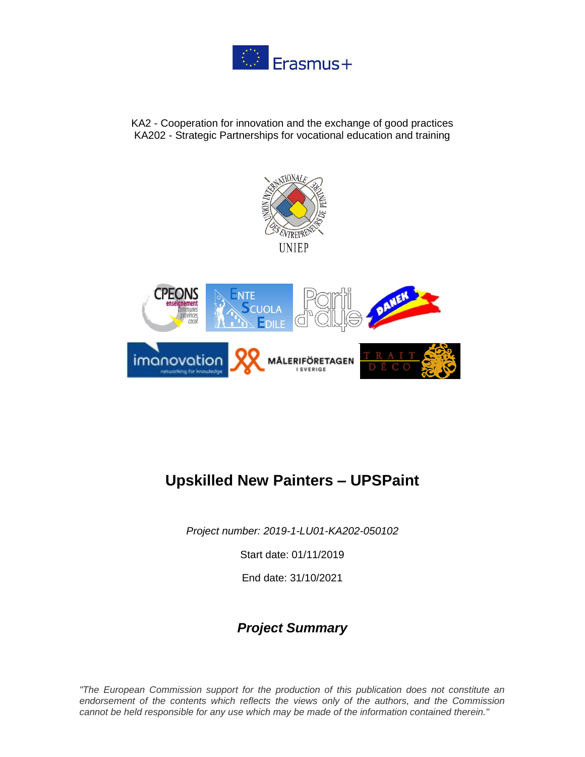KA2 - Cooperation for innovation and the exchange of good practices
KA202 - Strategic Partnerships for vocational education and training

# Upskilled New Painters – UPSPaint

*Project number: 2019-1-LU01-KA202-050102*

Start date: 01/11/2019

End date: 31/10/2021

## *Project Summary*

*"The European Commission support for the production of this publication does not constitute an endorsement of the contents which reflects the views only of the authors, and the Commission cannot be held responsible for any use which may be made of the information contained therein."*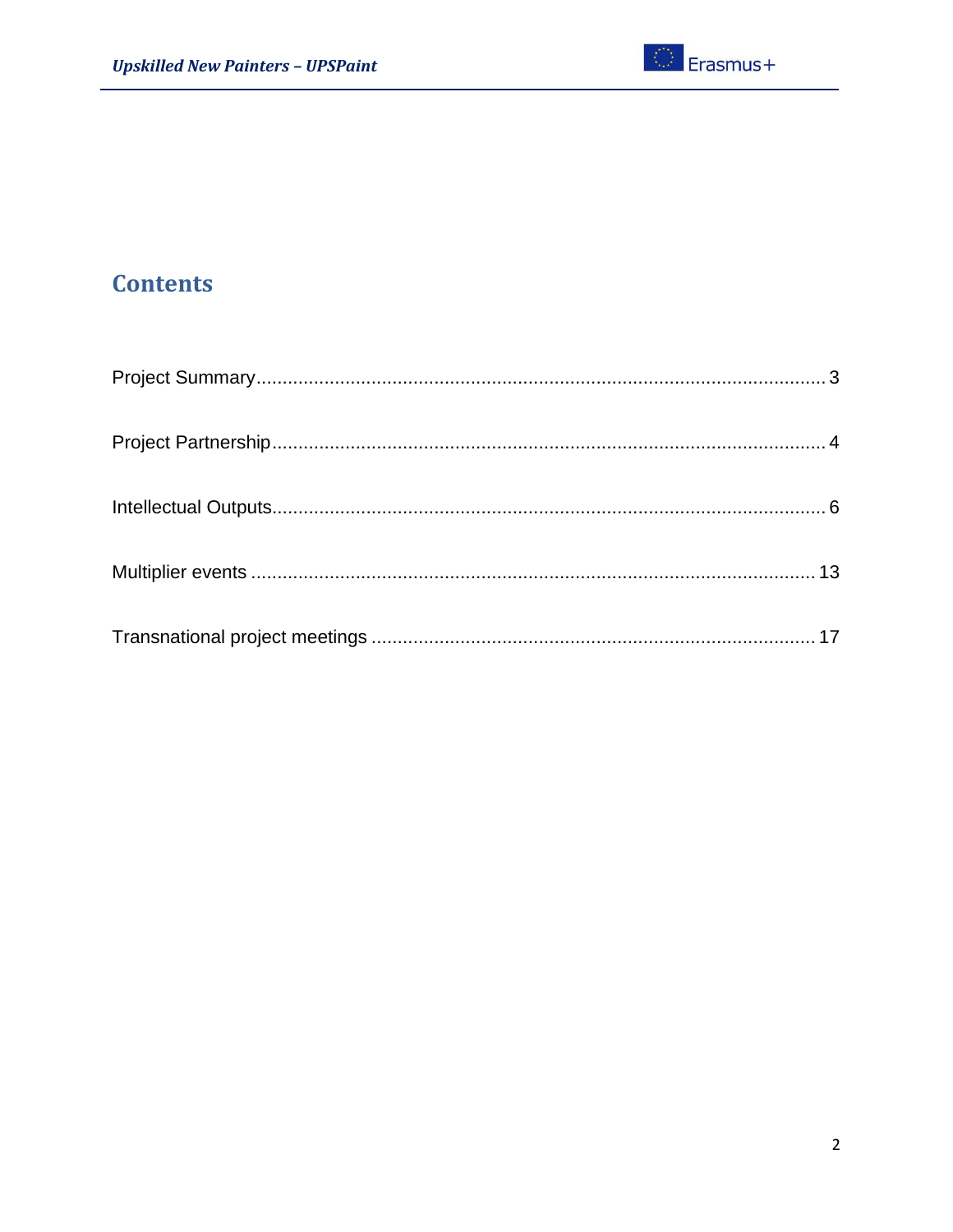# Contents

Project Summary........................................................................................................ 3

Project Partnership..................................................................................................... 4

Intellectual Outputs..................................................................................................... 6

Multiplier events ........................................................................................................ 13

Transnational project meetings ................................................................................. 17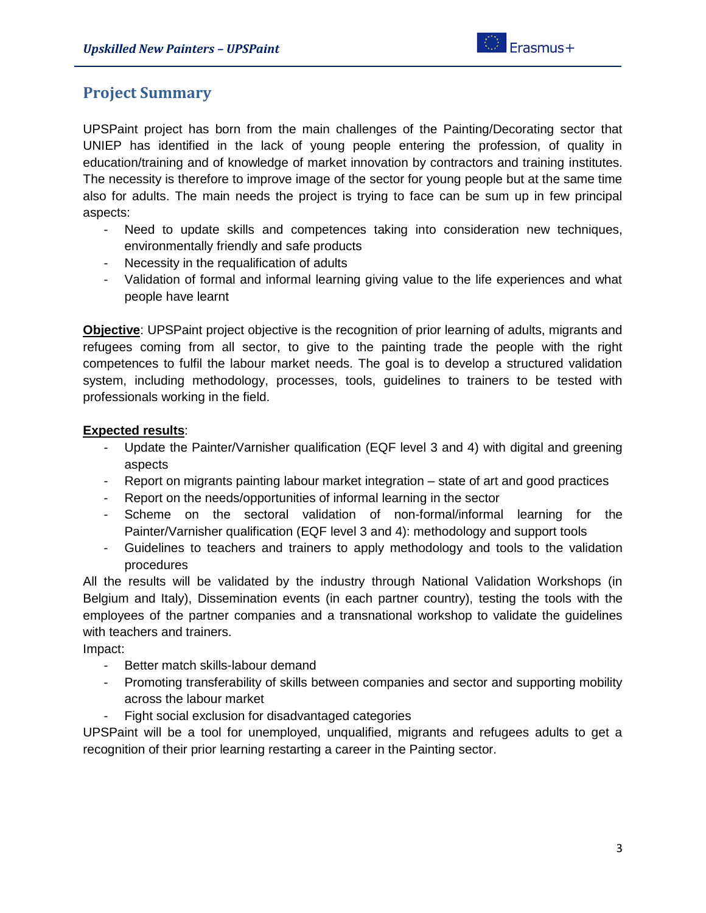## Project Summary

UPSPaint project has born from the main challenges of the Painting/Decorating sector that UNIEP has identified in the lack of young people entering the profession, of quality in education/training and of knowledge of market innovation by contractors and training institutes. The necessity is therefore to improve image of the sector for young people but at the same time also for adults. The main needs the project is trying to face can be sum up in few principal aspects:

- Need to update skills and competences taking into consideration new techniques, environmentally friendly and safe products
- Necessity in the requalification of adults
- Validation of formal and informal learning giving value to the life experiences and what people have learnt

**Objective**: UPSPaint project objective is the recognition of prior learning of adults, migrants and refugees coming from all sector, to give to the painting trade the people with the right competences to fulfil the labour market needs. The goal is to develop a structured validation system, including methodology, processes, tools, guidelines to trainers to be tested with professionals working in the field.

**Expected results**:

- Update the Painter/Varnisher qualification (EQF level 3 and 4) with digital and greening aspects
- Report on migrants painting labour market integration – state of art and good practices
- Report on the needs/opportunities of informal learning in the sector
- Scheme on the sectoral validation of non-formal/informal learning for the Painter/Varnisher qualification (EQF level 3 and 4): methodology and support tools
- Guidelines to teachers and trainers to apply methodology and tools to the validation procedures

All the results will be validated by the industry through National Validation Workshops (in Belgium and Italy), Dissemination events (in each partner country), testing the tools with the employees of the partner companies and a transnational workshop to validate the guidelines with teachers and trainers.

Impact:

- Better match skills-labour demand
- Promoting transferability of skills between companies and sector and supporting mobility across the labour market
- Fight social exclusion for disadvantaged categories

UPSPaint will be a tool for unemployed, unqualified, migrants and refugees adults to get a recognition of their prior learning restarting a career in the Painting sector.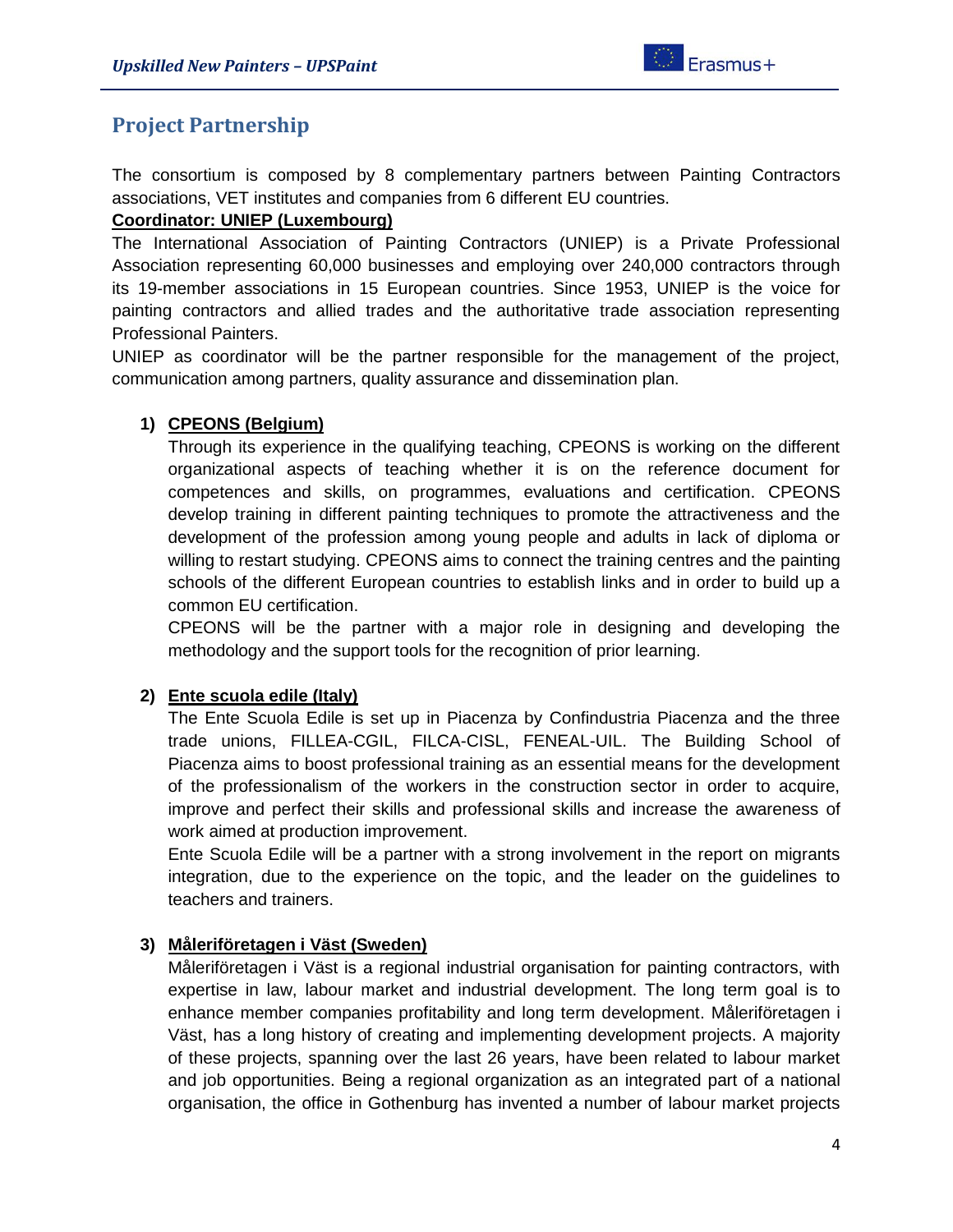## Project Partnership

The consortium is composed by 8 complementary partners between Painting Contractors associations, VET institutes and companies from 6 different EU countries.

**Coordinator: UNIEP (Luxembourg)**

The International Association of Painting Contractors (UNIEP) is a Private Professional Association representing 60,000 businesses and employing over 240,000 contractors through its 19-member associations in 15 European countries. Since 1953, UNIEP is the voice for painting contractors and allied trades and the authoritative trade association representing Professional Painters.

UNIEP as coordinator will be the partner responsible for the management of the project, communication among partners, quality assurance and dissemination plan.

1) **CPEONS (Belgium)**

   Through its experience in the qualifying teaching, CPEONS is working on the different organizational aspects of teaching whether it is on the reference document for competences and skills, on programmes, evaluations and certification. CPEONS develop training in different painting techniques to promote the attractiveness and the development of the profession among young people and adults in lack of diploma or willing to restart studying. CPEONS aims to connect the training centres and the painting schools of the different European countries to establish links and in order to build up a common EU certification.

   CPEONS will be the partner with a major role in designing and developing the methodology and the support tools for the recognition of prior learning.

2) **Ente scuola edile (Italy)**

   The Ente Scuola Edile is set up in Piacenza by Confindustria Piacenza and the three trade unions, FILLEA-CGIL, FILCA-CISL, FENEAL-UIL. The Building School of Piacenza aims to boost professional training as an essential means for the development of the professionalism of the workers in the construction sector in order to acquire, improve and perfect their skills and professional skills and increase the awareness of work aimed at production improvement.

   Ente Scuola Edile will be a partner with a strong involvement in the report on migrants integration, due to the experience on the topic, and the leader on the guidelines to teachers and trainers.

3) **Måleriföretagen i Väst (Sweden)**

   Måleriföretagen i Väst is a regional industrial organisation for painting contractors, with expertise in law, labour market and industrial development. The long term goal is to enhance member companies profitability and long term development. Måleriföretagen i Väst, has a long history of creating and implementing development projects. A majority of these projects, spanning over the last 26 years, have been related to labour market and job opportunities. Being a regional organization as an integrated part of a national organisation, the office in Gothenburg has invented a number of labour market projects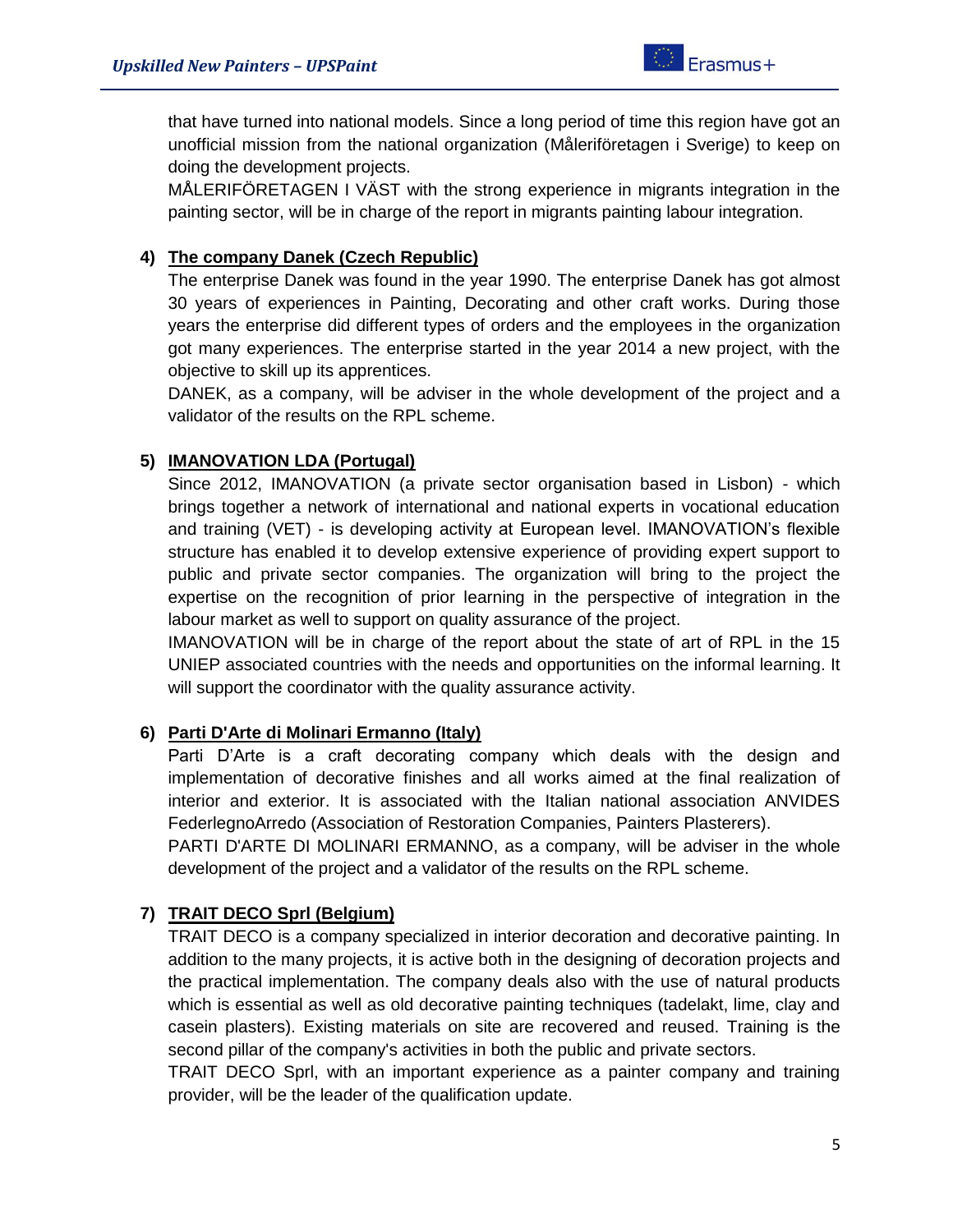that have turned into national models. Since a long period of time this region have got an unofficial mission from the national organization (Måleriföretagen i Sverige) to keep on doing the development projects.

MÅLERIFÖRETAGEN I VÄST with the strong experience in migrants integration in the painting sector, will be in charge of the report in migrants painting labour integration.

4) **The company Danek (Czech Republic)**

The enterprise Danek was found in the year 1990. The enterprise Danek has got almost 30 years of experiences in Painting, Decorating and other craft works. During those years the enterprise did different types of orders and the employees in the organization got many experiences. The enterprise started in the year 2014 a new project, with the objective to skill up its apprentices.

DANEK, as a company, will be adviser in the whole development of the project and a validator of the results on the RPL scheme.

5) **IMANOVATION LDA (Portugal)**

Since 2012, IMANOVATION (a private sector organisation based in Lisbon) - which brings together a network of international and national experts in vocational education and training (VET) - is developing activity at European level. IMANOVATION's flexible structure has enabled it to develop extensive experience of providing expert support to public and private sector companies. The organization will bring to the project the expertise on the recognition of prior learning in the perspective of integration in the labour market as well to support on quality assurance of the project.

IMANOVATION will be in charge of the report about the state of art of RPL in the 15 UNIEP associated countries with the needs and opportunities on the informal learning. It will support the coordinator with the quality assurance activity.

6) **Parti D'Arte di Molinari Ermanno (Italy)**

Parti D'Arte is a craft decorating company which deals with the design and implementation of decorative finishes and all works aimed at the final realization of interior and exterior. It is associated with the Italian national association ANVIDES FederlegnoArredo (Association of Restoration Companies, Painters Plasterers).

PARTI D'ARTE DI MOLINARI ERMANNO, as a company, will be adviser in the whole development of the project and a validator of the results on the RPL scheme.

7) **TRAIT DECO Sprl (Belgium)**

TRAIT DECO is a company specialized in interior decoration and decorative painting. In addition to the many projects, it is active both in the designing of decoration projects and the practical implementation. The company deals also with the use of natural products which is essential as well as old decorative painting techniques (tadelakt, lime, clay and casein plasters). Existing materials on site are recovered and reused. Training is the second pillar of the company's activities in both the public and private sectors.

TRAIT DECO Sprl, with an important experience as a painter company and training provider, will be the leader of the qualification update.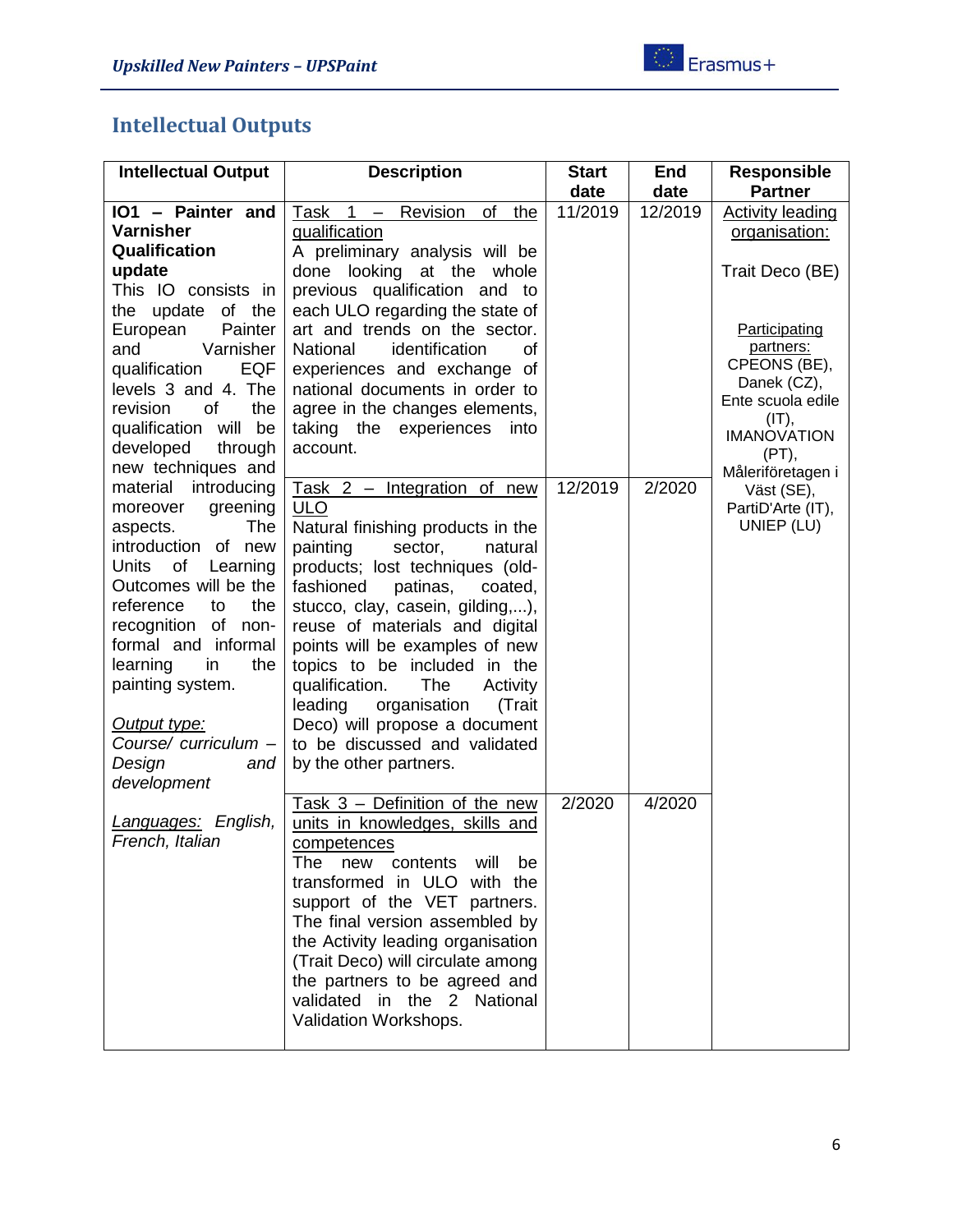## Intellectual Outputs

| Intellectual Output | Description | Start date | End date | Responsible Partner |
|---|---|---|---|---|
| **IO1 – Painter and Varnisher Qualification update**<br>This IO consists in the update of the European Painter and Varnisher qualification EQF levels 3 and 4. The revision of the qualification will be developed through new techniques and material introducing moreover greening aspects. The introduction of new Units of Learning Outcomes will be the reference to the recognition of non-formal and informal learning in the painting system.<br><br>*Output type:* *Course/ curriculum – Design and development*<br><br>*Languages:* *English, French, Italian* | Task 1 – Revision of the qualification<br>A preliminary analysis will be done looking at the whole previous qualification and to each ULO regarding the state of art and trends on the sector. National identification of experiences and exchange of national documents in order to agree in the changes elements, taking the experiences into account. | 11/2019 | 12/2019 | Activity leading organisation:<br><br>Trait Deco (BE)<br><br>Participating partners:<br>CPEONS (BE), Danek (CZ), Ente scuola edile (IT), IMANOVATION (PT), Måleriföretagen i Väst (SE), PartiD'Arte (IT), UNIEP (LU) |
| | Task 2 – Integration of new ULO<br>Natural finishing products in the painting sector, natural products; lost techniques (old-fashioned patinas, coated, stucco, clay, casein, gilding,...), reuse of materials and digital points will be examples of new topics to be included in the qualification. The Activity leading organisation (Trait Deco) will propose a document to be discussed and validated by the other partners. | 12/2019 | 2/2020 | |
| | Task 3 – Definition of the new units in knowledges, skills and competences<br>The new contents will be transformed in ULO with the support of the VET partners. The final version assembled by the Activity leading organisation (Trait Deco) will circulate among the partners to be agreed and validated in the 2 National Validation Workshops. | 2/2020 | 4/2020 | |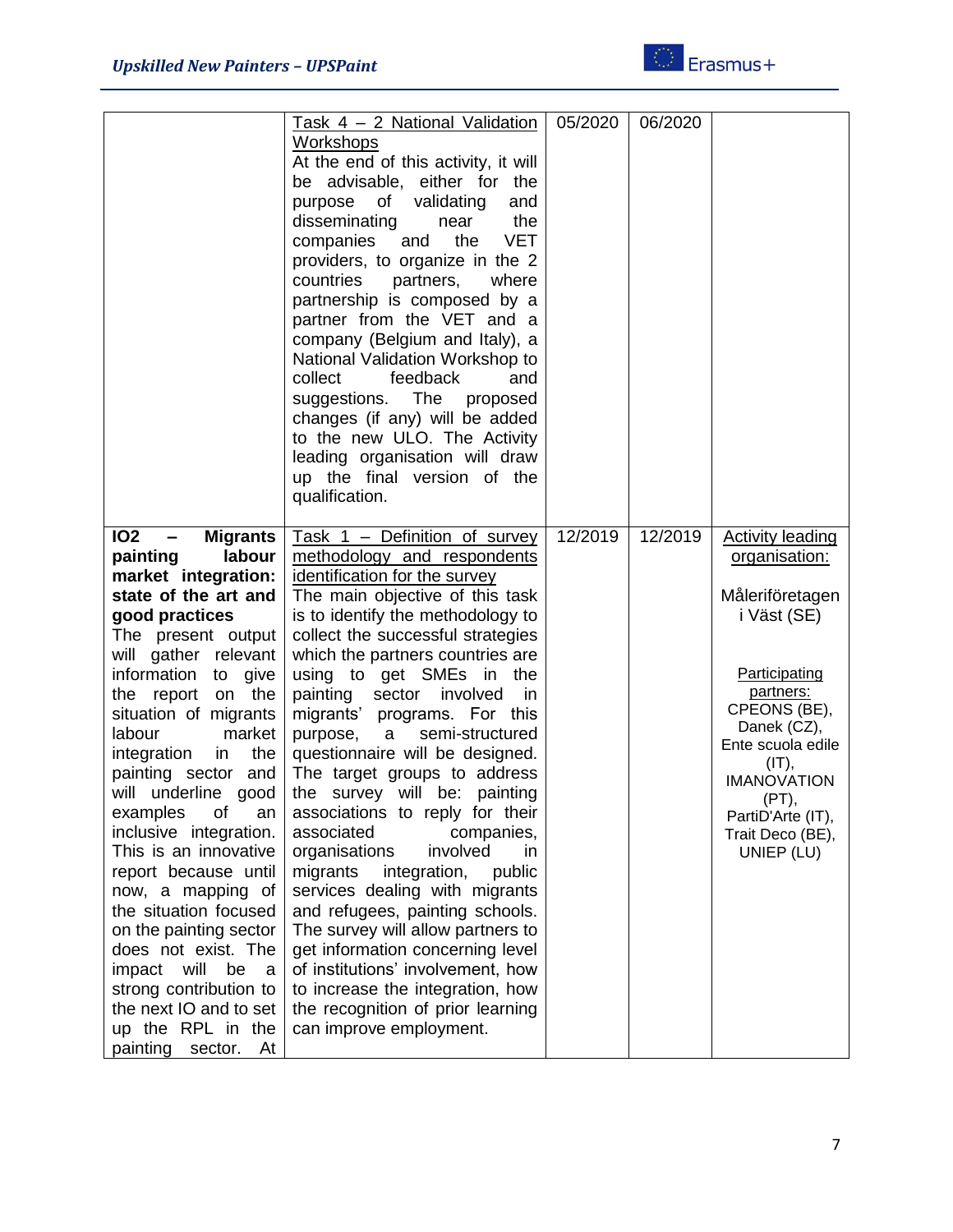| | | | | |
|---|---|---|---|---|
| | Task 4 – 2 National Validation Workshops<br>At the end of this activity, it will be advisable, either for the purpose of validating and disseminating near the companies and the VET providers, to organize in the 2 countries partners, where partnership is composed by a partner from the VET and a company (Belgium and Italy), a National Validation Workshop to collect feedback and suggestions. The proposed changes (if any) will be added to the new ULO. The Activity leading organisation will draw up the final version of the qualification. | 05/2020 | 06/2020 | |
| **IO2 – Migrants painting labour market integration: state of the art and good practices**<br>The present output will gather relevant information to give the report on the situation of migrants labour market integration in the painting sector and will underline good examples of an inclusive integration. This is an innovative report because until now, a mapping of the situation focused on the painting sector does not exist. The impact will be a strong contribution to the next IO and to set up the RPL in the painting sector. At | Task 1 – Definition of survey methodology and respondents identification for the survey<br>The main objective of this task is to identify the methodology to collect the successful strategies which the partners countries are using to get SMEs in the painting sector involved in migrants' programs. For this purpose, a semi-structured questionnaire will be designed. The target groups to address the survey will be: painting associations to reply for their associated companies, organisations involved in migrants integration, public services dealing with migrants and refugees, painting schools. The survey will allow partners to get information concerning level of institutions' involvement, how to increase the integration, how the recognition of prior learning can improve employment. | 12/2019 | 12/2019 | Activity leading organisation:<br><br>Måleriföretagen i Väst (SE)<br><br>Participating partners:<br>CPEONS (BE), Danek (CZ), Ente scuola edile (IT), IMANOVATION (PT), PartiD'Arte (IT), Trait Deco (BE), UNIEP (LU) |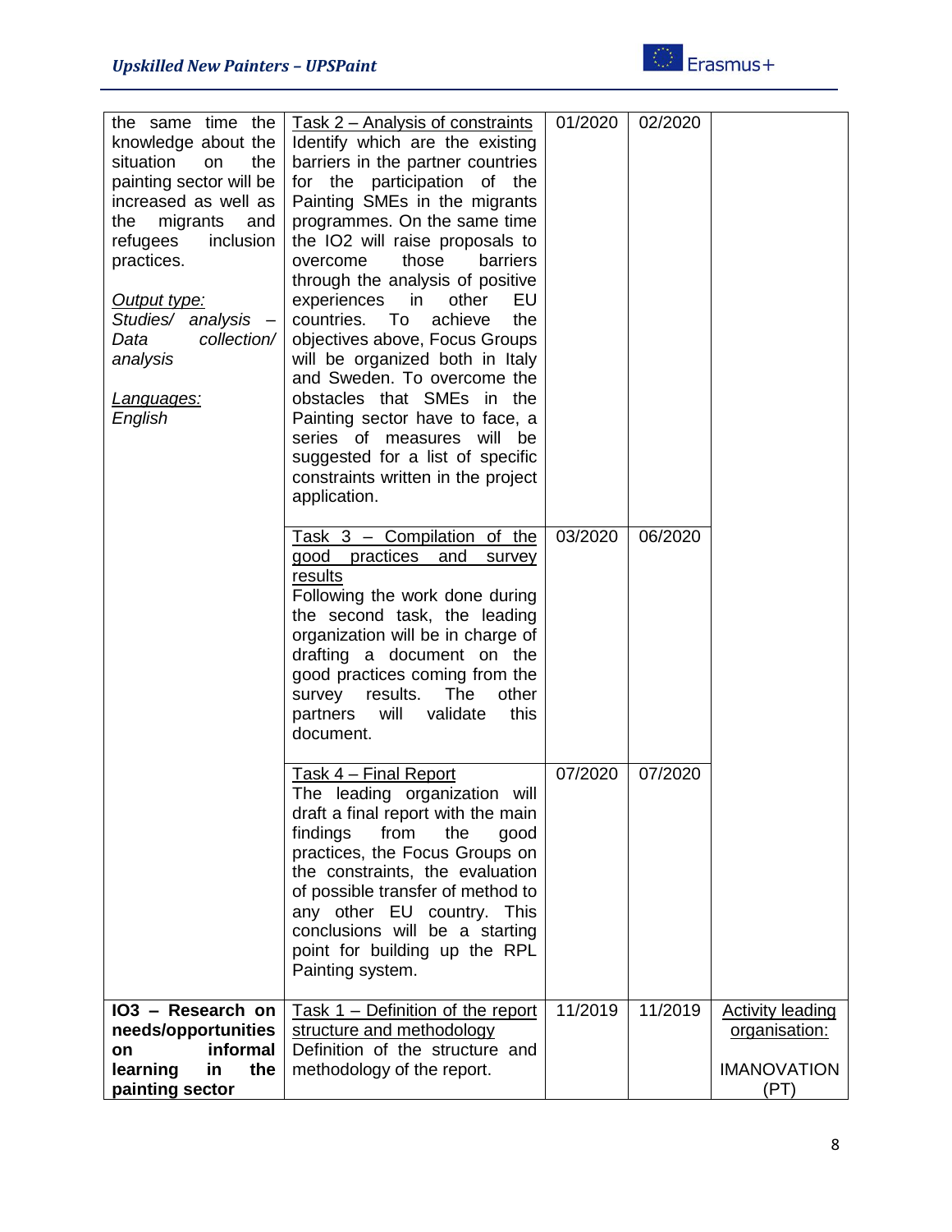| | | | | |
|---|---|---|---|---|
| the same time the knowledge about the situation on the painting sector will be increased as well as the migrants and refugees inclusion practices.<br><br>*Output type:*<br>*Studies/ analysis – Data collection/ analysis*<br><br>*Languages:*<br>*English* | Task 2 – Analysis of constraints<br>Identify which are the existing barriers in the partner countries for the participation of the Painting SMEs in the migrants programmes. On the same time the IO2 will raise proposals to overcome those barriers through the analysis of positive experiences in other EU countries. To achieve the objectives above, Focus Groups will be organized both in Italy and Sweden. To overcome the obstacles that SMEs in the Painting sector have to face, a series of measures will be suggested for a list of specific constraints written in the project application. | 01/2020 | 02/2020 | |
| | Task 3 – Compilation of the good practices and survey results<br>Following the work done during the second task, the leading organization will be in charge of drafting a document on the good practices coming from the survey results. The other partners will validate this document. | 03/2020 | 06/2020 | |
| | Task 4 – Final Report<br>The leading organization will draft a final report with the main findings from the good practices, the Focus Groups on the constraints, the evaluation of possible transfer of method to any other EU country. This conclusions will be a starting point for building up the RPL Painting system. | 07/2020 | 07/2020 | |
| **IO3 – Research on needs/opportunities on informal learning in the painting sector** | Task 1 – Definition of the report structure and methodology<br>Definition of the structure and methodology of the report. | 11/2019 | 11/2019 | Activity leading organisation:<br><br>IMANOVATION (PT) |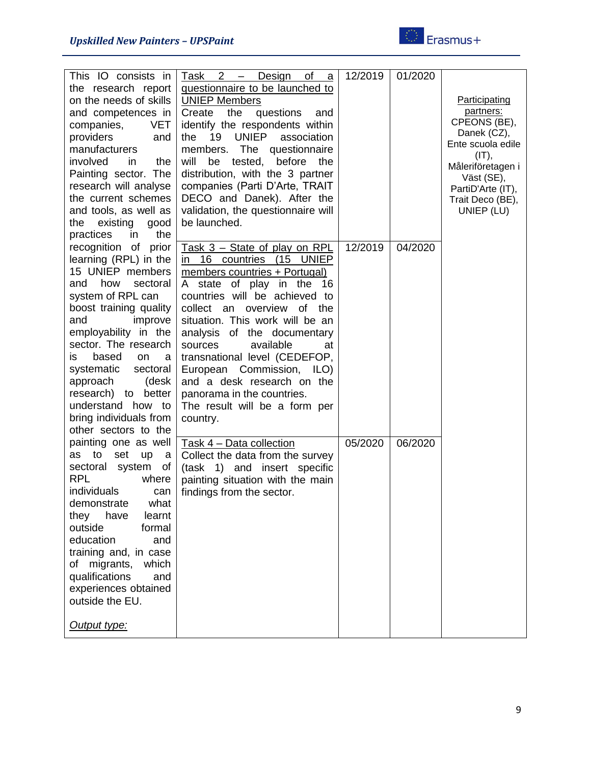| | | | | |
|---|---|---|---|---|
| This IO consists in the research report on the needs of skills and competences in companies, VET providers and manufacturers involved in the Painting sector. The research will analyse the current schemes and tools, as well as the existing good practices in the recognition of prior learning (RPL) in the 15 UNIEP members and how sectoral system of RPL can boost training quality and improve employability in the sector. The research is based on a systematic sectoral approach (desk research) to better understand how to bring individuals from other sectors to the painting one as well as to set up a sectoral system of RPL where individuals can demonstrate what they have learnt outside formal education and training and, in case of migrants, which qualifications and experiences obtained outside the EU.<br><br>*Output type:* | Task 2 – Design of a questionnaire to be launched to UNIEP Members<br>Create the questions and identify the respondents within the 19 UNIEP association members. The questionnaire will be tested, before the distribution, with the 3 partner companies (Parti D'Arte, TRAIT DECO and Danek). After the validation, the questionnaire will be launched. | 12/2019 | 01/2020 | Participating partners:<br>CPEONS (BE), Danek (CZ), Ente scuola edile (IT), Måleriföretagen i Väst (SE), PartiD'Arte (IT), Trait Deco (BE), UNIEP (LU) |
| | Task 3 – State of play on RPL in 16 countries (15 UNIEP members countries + Portugal)<br>A state of play in the 16 countries will be achieved to collect an overview of the situation. This work will be an analysis of the documentary sources available at transnational level (CEDEFOP, European Commission, ILO) and a desk research on the panorama in the countries.<br>The result will be a form per country. | 12/2019 | 04/2020 | |
| | Task 4 – Data collection<br>Collect the data from the survey (task 1) and insert specific painting situation with the main findings from the sector. | 05/2020 | 06/2020 | |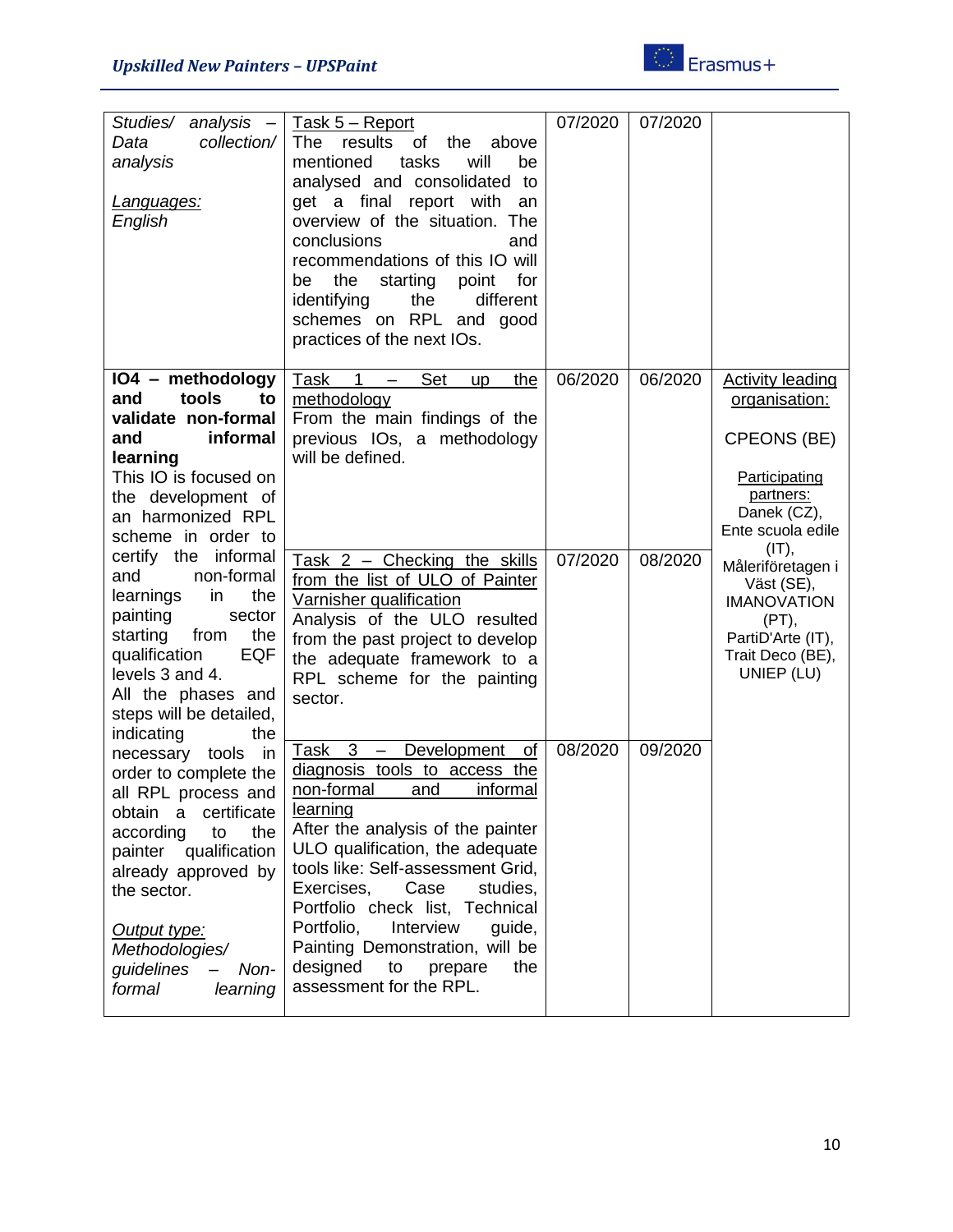| | | | | |
|---|---|---|---|---|
| *Studies/ analysis – Data collection/ analysis*<br><br>*Languages:*<br>*English* | Task 5 – Report<br>The results of the above mentioned tasks will be analysed and consolidated to get a final report with an overview of the situation. The conclusions and recommendations of this IO will be the starting point for identifying the different schemes on RPL and good practices of the next IOs. | 07/2020 | 07/2020 | |
| **IO4 – methodology and tools to validate non-formal and informal learning**<br>This IO is focused on the development of an harmonized RPL scheme in order to certify the informal and non-formal learnings in the painting sector starting from the qualification EQF levels 3 and 4.<br>All the phases and steps will be detailed, indicating the necessary tools in order to complete the all RPL process and obtain a certificate according to the painter qualification already approved by the sector.<br><br>*Output type:*<br>*Methodologies/ guidelines – Non-formal learning* | Task 1 – Set up the methodology<br>From the main findings of the previous IOs, a methodology will be defined. | 06/2020 | 06/2020 | Activity leading organisation:<br><br>CPEONS (BE)<br><br>Participating partners:<br>Danek (CZ), Ente scuola edile (IT), Måleriföretagen i Väst (SE), IMANOVATION (PT), PartiD'Arte (IT), Trait Deco (BE), UNIEP (LU) |
| | Task 2 – Checking the skills from the list of ULO of Painter Varnisher qualification<br>Analysis of the ULO resulted from the past project to develop the adequate framework to a RPL scheme for the painting sector. | 07/2020 | 08/2020 | |
| | Task 3 – Development of diagnosis tools to access the non-formal and informal learning<br>After the analysis of the painter ULO qualification, the adequate tools like: Self-assessment Grid, Exercises, Case studies, Portfolio check list, Technical Portfolio, Interview guide, Painting Demonstration, will be designed to prepare the assessment for the RPL. | 08/2020 | 09/2020 | |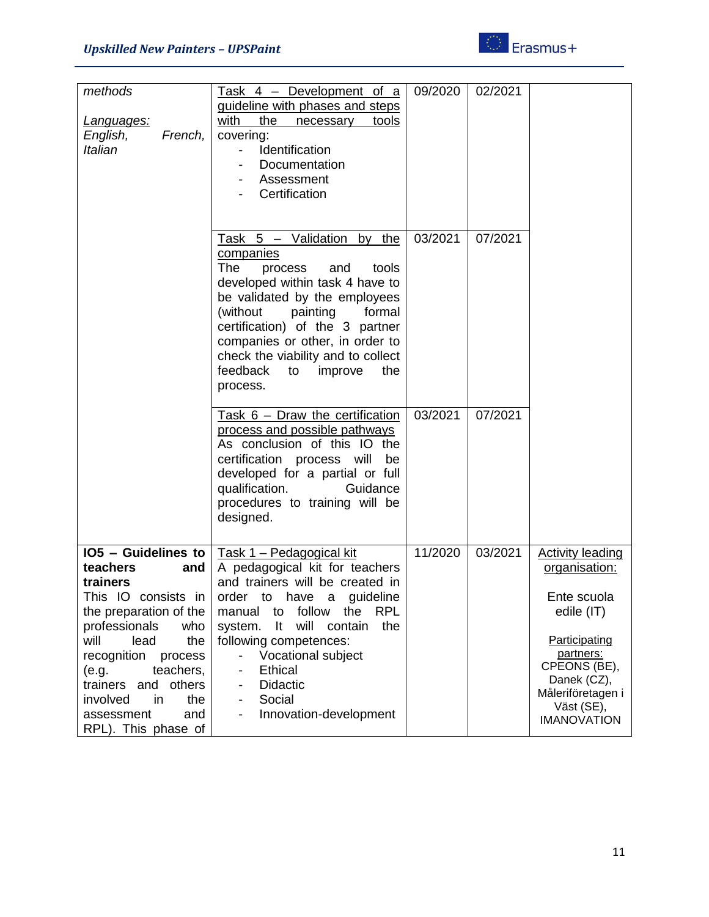| | | | | |
|---|---|---|---|---|
| *methods*<br><br>*Languages:*<br>*English, French, Italian* | Task 4 – Development of a guideline with phases and steps with the necessary tools covering:<br>- Identification<br>- Documentation<br>- Assessment<br>- Certification | 09/2020 | 02/2021 | |
| | Task 5 – Validation by the companies<br>The process and tools developed within task 4 have to be validated by the employees (without painting formal certification) of the 3 partner companies or other, in order to check the viability and to collect feedback to improve the process. | 03/2021 | 07/2021 | |
| | Task 6 – Draw the certification process and possible pathways<br>As conclusion of this IO the certification process will be developed for a partial or full qualification. Guidance procedures to training will be designed. | 03/2021 | 07/2021 | |
| **IO5 – Guidelines to teachers and trainers**<br>This IO consists in the preparation of the professionals who will lead the recognition process (e.g. teachers, trainers and others involved in the assessment and RPL). This phase of | Task 1 – Pedagogical kit<br>A pedagogical kit for teachers and trainers will be created in order to have a guideline manual to follow the RPL system. It will contain the following competences:<br>- Vocational subject<br>- Ethical<br>- Didactic<br>- Social<br>- Innovation-development | 11/2020 | 03/2021 | Activity leading organisation:<br><br>Ente scuola edile (IT)<br><br>Participating partners:<br>CPEONS (BE), Danek (CZ), Måleriföretagen i Väst (SE), IMANOVATION |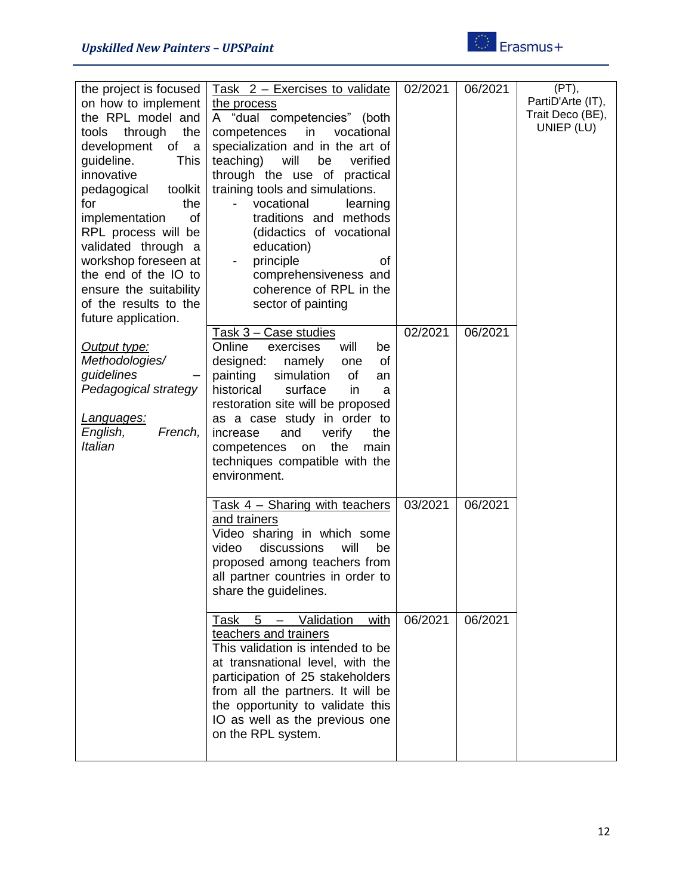| | | | | |
|---|---|---|---|---|
| the project is focused on how to implement the RPL model and tools through the development of a guideline. This innovative pedagogical toolkit for the implementation of RPL process will be validated through a workshop foreseen at the end of the IO to ensure the suitability of the results to the future application.<br><br>*Output type:* *Methodologies/ guidelines – Pedagogical strategy*<br><br>*Languages:* *English, French, Italian* | Task 2 – Exercises to validate the process<br>A "dual competencies" (both competences in vocational specialization and in the art of teaching) will be verified through the use of practical training tools and simulations.<br>- vocational learning traditions and methods (didactics of vocational education)<br>- principle of comprehensiveness and coherence of RPL in the sector of painting | 02/2021 | 06/2021 | (PT), PartiD'Arte (IT), Trait Deco (BE), UNIEP (LU) |
| | Task 3 – Case studies<br>Online exercises will be designed: namely one of painting simulation of an historical surface in a restoration site will be proposed as a case study in order to increase and verify the competences on the main techniques compatible with the environment. | 02/2021 | 06/2021 | |
| | Task 4 – Sharing with teachers and trainers<br>Video sharing in which some video discussions will be proposed among teachers from all partner countries in order to share the guidelines. | 03/2021 | 06/2021 | |
| | Task 5 – Validation with teachers and trainers<br>This validation is intended to be at transnational level, with the participation of 25 stakeholders from all the partners. It will be the opportunity to validate this IO as well as the previous one on the RPL system. | 06/2021 | 06/2021 | |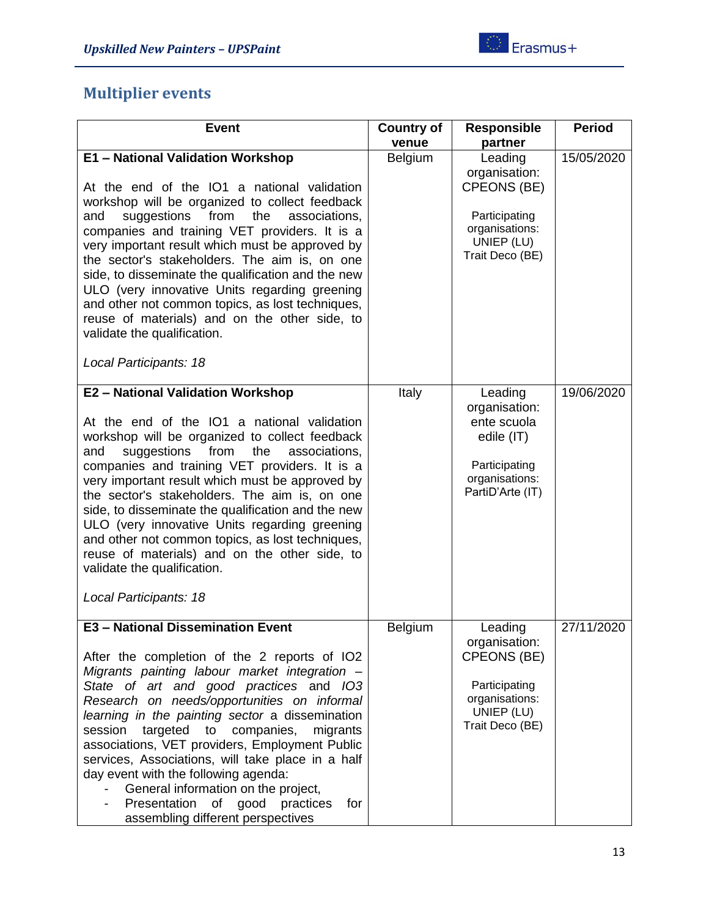## Multiplier events

| Event | Country of venue | Responsible partner | Period |
|---|---|---|---|
| **E1 – National Validation Workshop**<br><br>At the end of the IO1 a national validation workshop will be organized to collect feedback and suggestions from the associations, companies and training VET providers. It is a very important result which must be approved by the sector's stakeholders. The aim is, on one side, to disseminate the qualification and the new ULO (very innovative Units regarding greening and other not common topics, as lost techniques, reuse of materials) and on the other side, to validate the qualification.<br><br>*Local Participants: 18* | Belgium | Leading organisation: CPEONS (BE)<br><br>Participating organisations: UNIEP (LU) Trait Deco (BE) | 15/05/2020 |
| **E2 – National Validation Workshop**<br><br>At the end of the IO1 a national validation workshop will be organized to collect feedback and suggestions from the associations, companies and training VET providers. It is a very important result which must be approved by the sector's stakeholders. The aim is, on one side, to disseminate the qualification and the new ULO (very innovative Units regarding greening and other not common topics, as lost techniques, reuse of materials) and on the other side, to validate the qualification.<br><br>*Local Participants: 18* | Italy | Leading organisation: ente scuola edile (IT)<br><br>Participating organisations: PartiD'Arte (IT) | 19/06/2020 |
| **E3 – National Dissemination Event**<br><br>After the completion of the 2 reports of IO2 *Migrants painting labour market integration – State of art and good practices* and *IO3 Research on needs/opportunities on informal learning in the painting sector* a dissemination session targeted to companies, migrants associations, VET providers, Employment Public services, Associations, will take place in a half day event with the following agenda:<br>- General information on the project,<br>- Presentation of good practices for assembling different perspectives | Belgium | Leading organisation: CPEONS (BE)<br><br>Participating organisations: UNIEP (LU) Trait Deco (BE) | 27/11/2020 |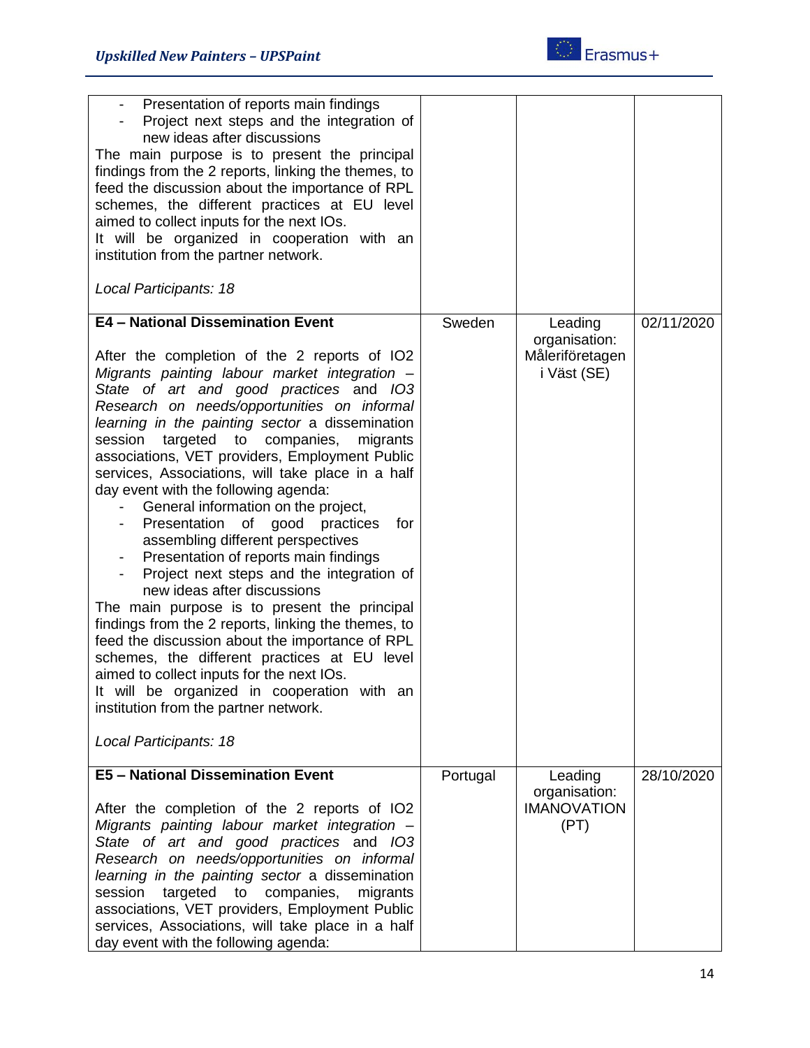| | | | |
|---|---|---|---|
| - Presentation of reports main findings<br>- Project next steps and the integration of new ideas after discussions<br>The main purpose is to present the principal findings from the 2 reports, linking the themes, to feed the discussion about the importance of RPL schemes, the different practices at EU level aimed to collect inputs for the next IOs.<br>It will be organized in cooperation with an institution from the partner network.<br><br>*Local Participants: 18* | | | |
| **E4 – National Dissemination Event**<br><br>After the completion of the 2 reports of IO2 *Migrants painting labour market integration – State of art and good practices* and *IO3 Research on needs/opportunities on informal learning in the painting sector* a dissemination session targeted to companies, migrants associations, VET providers, Employment Public services, Associations, will take place in a half day event with the following agenda:<br>- General information on the project,<br>- Presentation of good practices for assembling different perspectives<br>- Presentation of reports main findings<br>- Project next steps and the integration of new ideas after discussions<br>The main purpose is to present the principal findings from the 2 reports, linking the themes, to feed the discussion about the importance of RPL schemes, the different practices at EU level aimed to collect inputs for the next IOs.<br>It will be organized in cooperation with an institution from the partner network.<br><br>*Local Participants: 18* | Sweden | Leading organisation: Måleriföretagen i Väst (SE) | 02/11/2020 |
| **E5 – National Dissemination Event**<br><br>After the completion of the 2 reports of IO2 *Migrants painting labour market integration – State of art and good practices* and *IO3 Research on needs/opportunities on informal learning in the painting sector* a dissemination session targeted to companies, migrants associations, VET providers, Employment Public services, Associations, will take place in a half day event with the following agenda: | Portugal | Leading organisation: IMANOVATION (PT) | 28/10/2020 |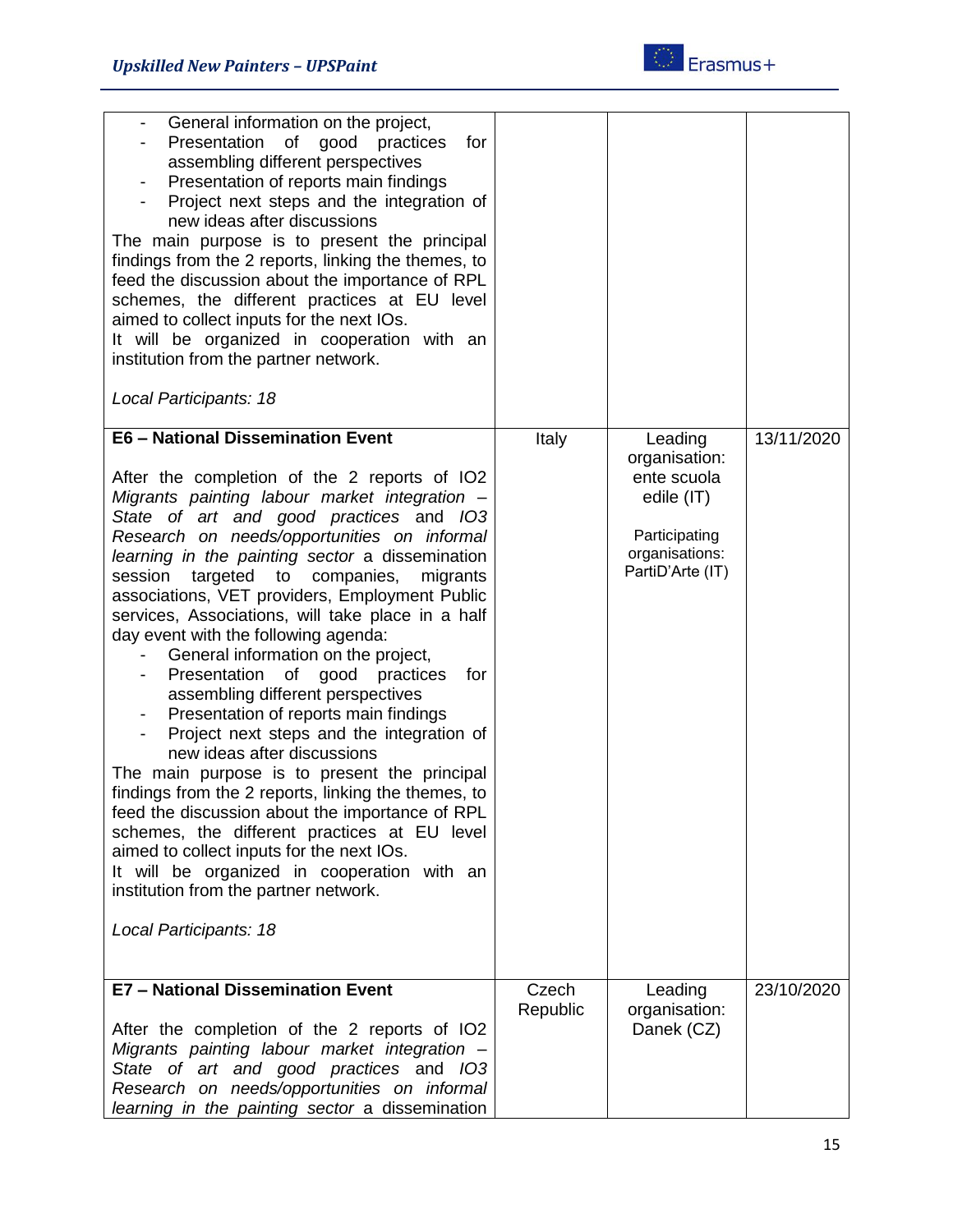| | | | |
|---|---|---|---|
| - General information on the project,<br>- Presentation of good practices for assembling different perspectives<br>- Presentation of reports main findings<br>- Project next steps and the integration of new ideas after discussions<br>The main purpose is to present the principal findings from the 2 reports, linking the themes, to feed the discussion about the importance of RPL schemes, the different practices at EU level aimed to collect inputs for the next IOs.<br>It will be organized in cooperation with an institution from the partner network.<br><br>*Local Participants: 18* | | | |
| **E6 – National Dissemination Event**<br><br>After the completion of the 2 reports of IO2 *Migrants painting labour market integration – State of art and good practices* and *IO3 Research on needs/opportunities on informal learning in the painting sector* a dissemination session targeted to companies, migrants associations, VET providers, Employment Public services, Associations, will take place in a half day event with the following agenda:<br>- General information on the project,<br>- Presentation of good practices for assembling different perspectives<br>- Presentation of reports main findings<br>- Project next steps and the integration of new ideas after discussions<br>The main purpose is to present the principal findings from the 2 reports, linking the themes, to feed the discussion about the importance of RPL schemes, the different practices at EU level aimed to collect inputs for the next IOs.<br>It will be organized in cooperation with an institution from the partner network.<br><br>*Local Participants: 18* | Italy | Leading organisation: ente scuola edile (IT)<br><br>Participating organisations: PartiD'Arte (IT) | 13/11/2020 |
| **E7 – National Dissemination Event**<br><br>After the completion of the 2 reports of IO2 *Migrants painting labour market integration – State of art and good practices* and *IO3 Research on needs/opportunities on informal learning in the painting sector* a dissemination | Czech Republic | Leading organisation: Danek (CZ) | 23/10/2020 |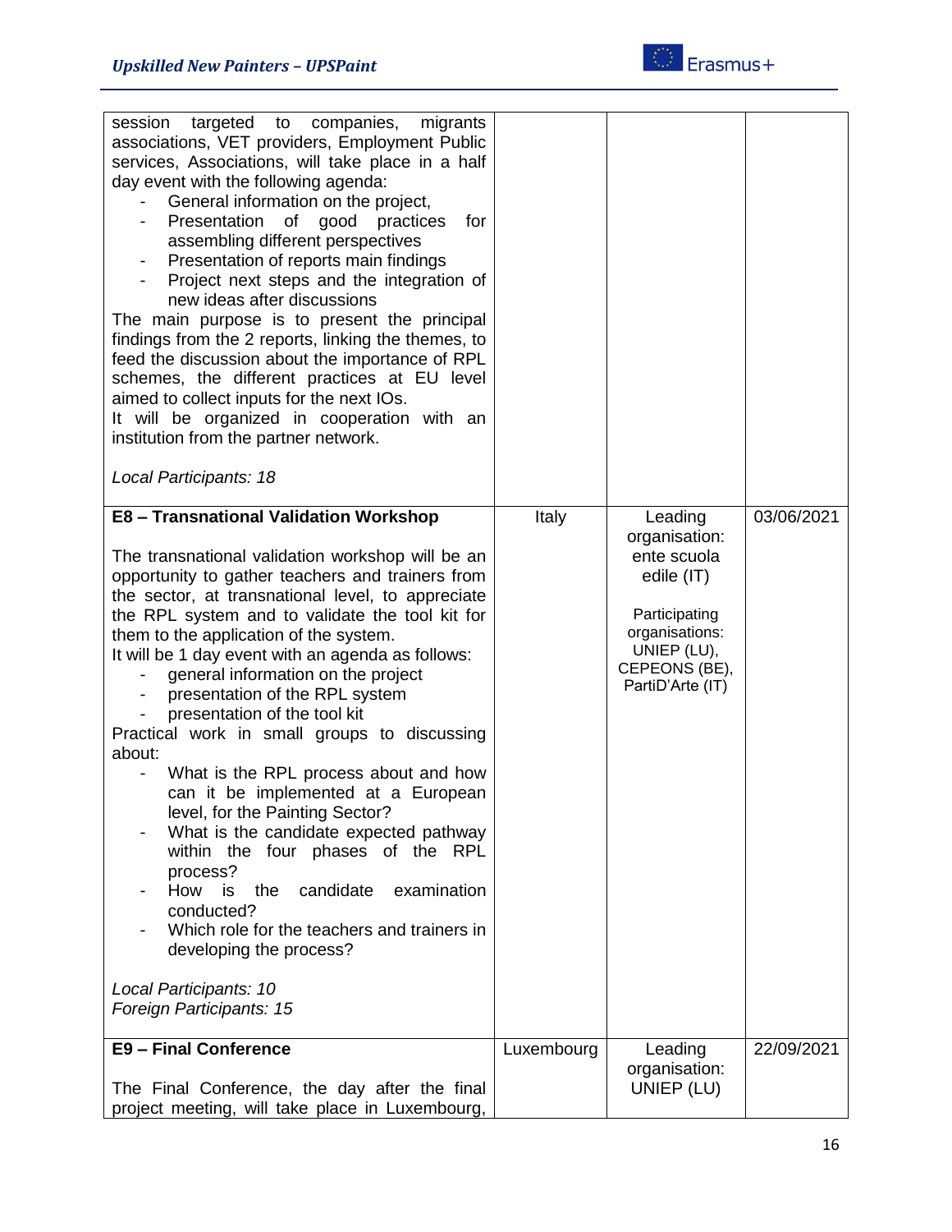| | | | |
|---|---|---|---|
| session targeted to companies, migrants associations, VET providers, Employment Public services, Associations, will take place in a half day event with the following agenda:<br>- General information on the project,<br>- Presentation of good practices for assembling different perspectives<br>- Presentation of reports main findings<br>- Project next steps and the integration of new ideas after discussions<br>The main purpose is to present the principal findings from the 2 reports, linking the themes, to feed the discussion about the importance of RPL schemes, the different practices at EU level aimed to collect inputs for the next IOs.<br>It will be organized in cooperation with an institution from the partner network.<br><br>*Local Participants: 18* | | | |
| **E8 – Transnational Validation Workshop**<br><br>The transnational validation workshop will be an opportunity to gather teachers and trainers from the sector, at transnational level, to appreciate the RPL system and to validate the tool kit for them to the application of the system.<br>It will be 1 day event with an agenda as follows:<br>- general information on the project<br>- presentation of the RPL system<br>- presentation of the tool kit<br>Practical work in small groups to discussing about:<br>- What is the RPL process about and how can it be implemented at a European level, for the Painting Sector?<br>- What is the candidate expected pathway within the four phases of the RPL process?<br>- How is the candidate examination conducted?<br>- Which role for the teachers and trainers in developing the process?<br><br>*Local Participants: 10*<br>*Foreign Participants: 15* | Italy | Leading organisation: ente scuola edile (IT)<br><br>Participating organisations: UNIEP (LU), CEPEONS (BE), PartiD'Arte (IT) | 03/06/2021 |
| **E9 – Final Conference**<br><br>The Final Conference, the day after the final project meeting, will take place in Luxembourg, | Luxembourg | Leading organisation: UNIEP (LU) | 22/09/2021 |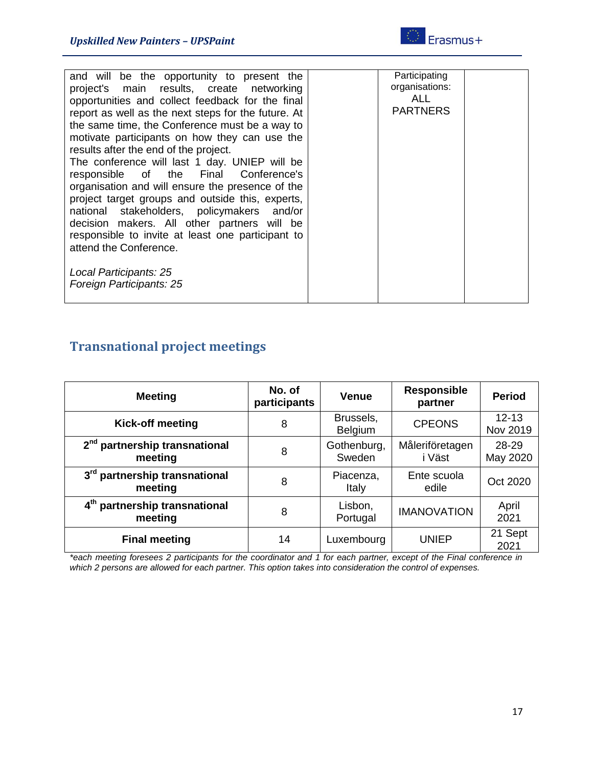| | | | |
|---|---|---|---|
| and will be the opportunity to present the project's main results, create networking opportunities and collect feedback for the final report as well as the next steps for the future. At the same time, the Conference must be a way to motivate participants on how they can use the results after the end of the project.<br>The conference will last 1 day. UNIEP will be responsible of the Final Conference's organisation and will ensure the presence of the project target groups and outside this, experts, national stakeholders, policymakers and/or decision makers. All other partners will be responsible to invite at least one participant to attend the Conference.<br><br>*Local Participants: 25*<br>*Foreign Participants: 25* | | Participating organisations: ALL PARTNERS | |

## Transnational project meetings

| Meeting | No. of participants | Venue | Responsible partner | Period |
|---|---|---|---|---|
| **Kick-off meeting** | 8 | Brussels, Belgium | CPEONS | 12-13 Nov 2019 |
| **2nd partnership transnational meeting** | 8 | Gothenburg, Sweden | Måleriföretagen i Väst | 28-29 May 2020 |
| **3rd partnership transnational meeting** | 8 | Piacenza, Italy | Ente scuola edile | Oct 2020 |
| **4th partnership transnational meeting** | 8 | Lisbon, Portugal | IMANOVATION | April 2021 |
| **Final meeting** | 14 | Luxembourg | UNIEP | 21 Sept 2021 |

*\*each meeting foresees 2 participants for the coordinator and 1 for each partner, except of the Final conference in which 2 persons are allowed for each partner. This option takes into consideration the control of expenses.*